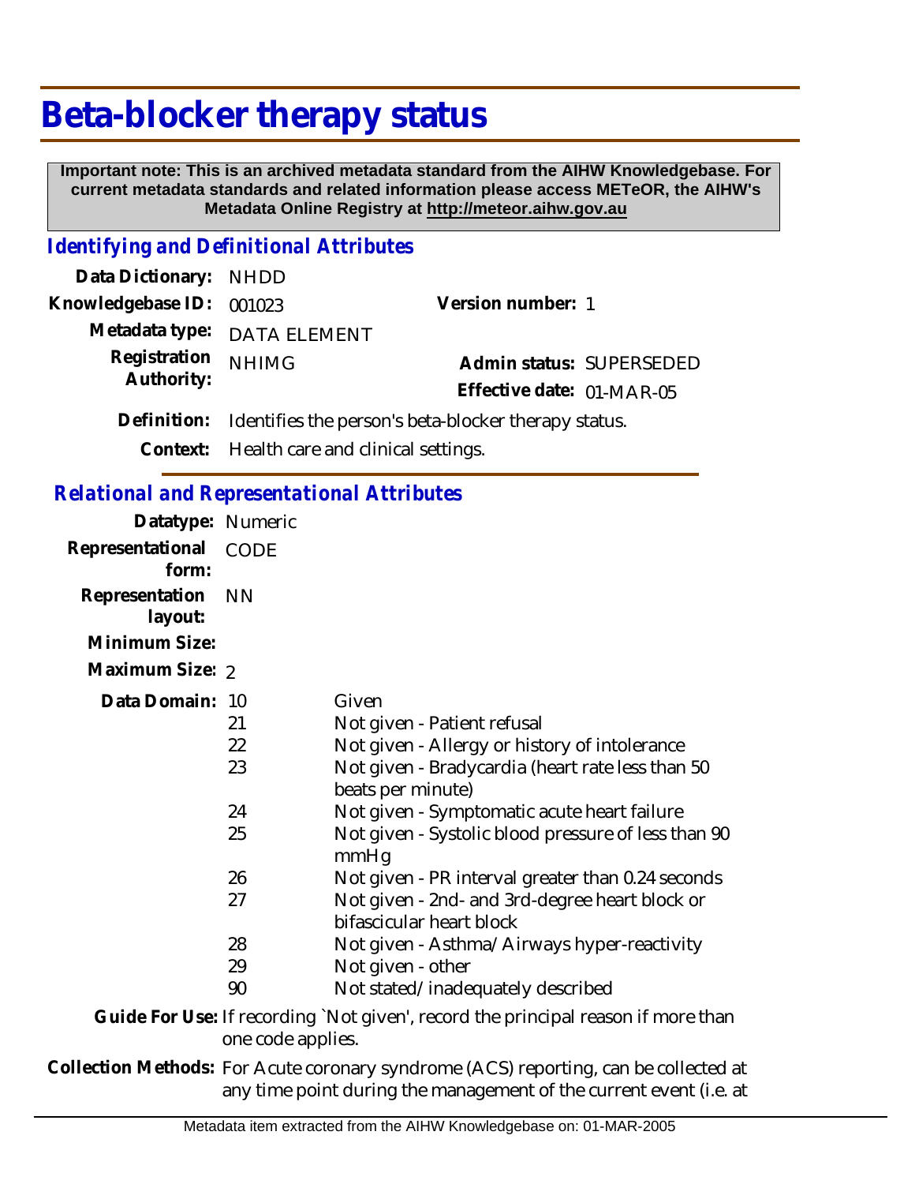# Beta-blocker therapy status

**Important note: This is an archived metadata standard from the AIHW Knowledgebase. For current metadata standards and related information please access METeOR, the AIHW's Metadata Online Registry at http://meteor.aihw.gov.au**

## *Identifying and Definitional Attributes*

**Data Dictionary:** NHDD

**Knowledgebase ID:** 001023

**Version number:** 1

**Metadata type:** DATA ELEMENT

**Registration Authority:** NHIMG

**Admin status:** SUPERSEDED

**Effective date:** 01-MAR-05

**Definition:** Identifies the person's beta-blocker therapy status.

**Context:** Health care and clinical settings.

## *Relational and Representational Attributes*

**Datatype:** Numeric

**Representational form:** CODE

**Representation layout:** NN

**Minimum Size:**

**Maximum Size:** 2

**Data Domain:**

| Code | Description |
|---|---|
| 10 | Given |
| 21 | Not given - Patient refusal |
| 22 | Not given - Allergy or history of intolerance |
| 23 | Not given - Bradycardia (heart rate less than 50 beats per minute) |
| 24 | Not given - Symptomatic acute heart failure |
| 25 | Not given - Systolic blood pressure of less than 90 mmHg |
| 26 | Not given - PR interval greater than 0.24 seconds |
| 27 | Not given - 2nd- and 3rd-degree heart block or bifascicular heart block |
| 28 | Not given - Asthma/Airways hyper-reactivity |
| 29 | Not given - other |
| 90 | Not stated/inadequately described |

**Guide For Use:** If recording `Not given', record the principal reason if more than one code applies.

**Collection Methods:** For Acute coronary syndrome (ACS) reporting, can be collected at any time point during the management of the current event (i.e. at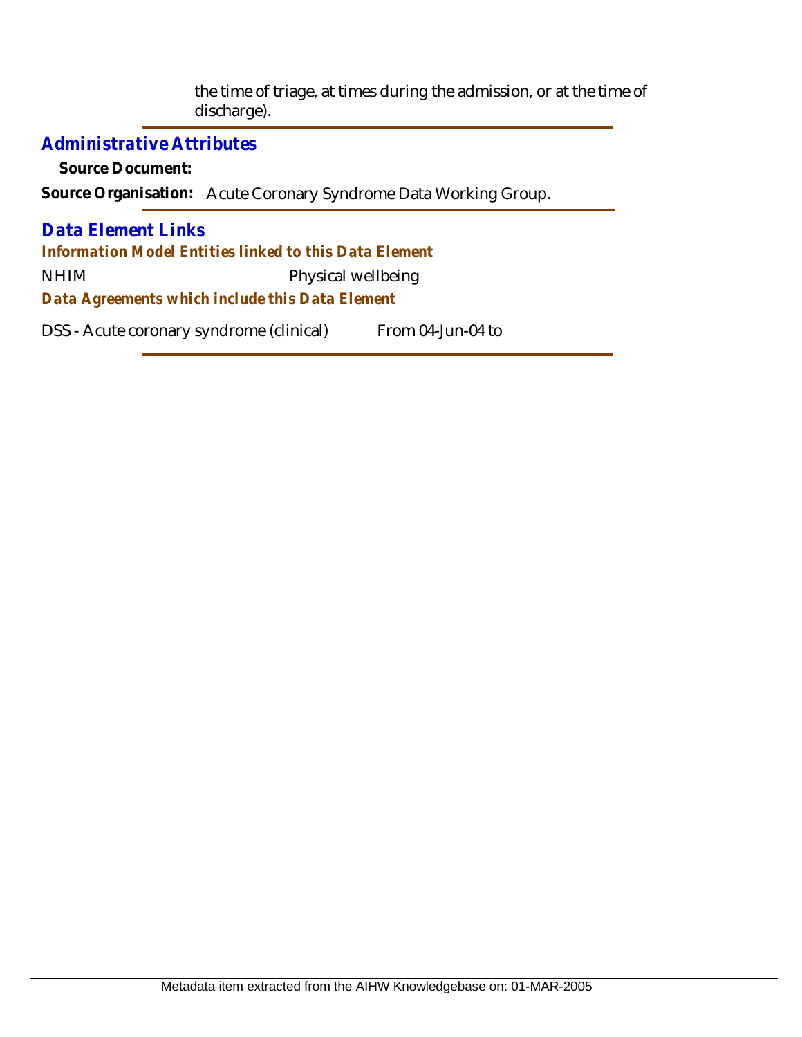the time of triage, at times during the admission, or at the time of discharge).

## Administrative Attributes

**Source Document:**

**Source Organisation:** Acute Coronary Syndrome Data Working Group.

## Data Element Links

### Information Model Entities linked to this Data Element

NHIM Physical wellbeing

### Data Agreements which include this Data Element

DSS - Acute coronary syndrome (clinical) From 04-Jun-04 to

Metadata item extracted from the AIHW Knowledgebase on: 01-MAR-2005